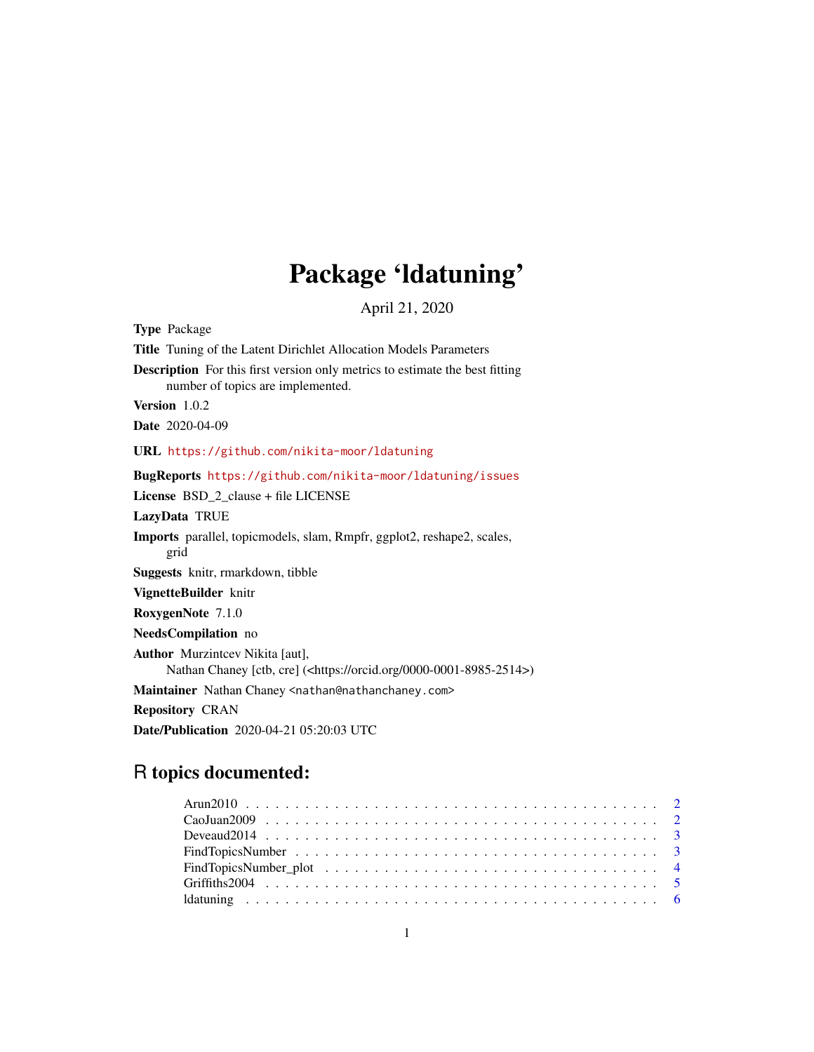# Package 'ldatuning'

April 21, 2020

**Type** Package

**Title** Tuning of the Latent Dirichlet Allocation Models Parameters

**Description** For this first version only metrics to estimate the best fitting number of topics are implemented.

**Version** 1.0.2

**Date** 2020-04-09

**URL** https://github.com/nikita-moor/ldatuning

**BugReports** https://github.com/nikita-moor/ldatuning/issues

**License** BSD_2_clause + file LICENSE

**LazyData** TRUE

**Imports** parallel, topicmodels, slam, Rmpfr, ggplot2, reshape2, scales, grid

**Suggests** knitr, rmarkdown, tibble

**VignetteBuilder** knitr

**RoxygenNote** 7.1.0

**NeedsCompilation** no

**Author** Murzintcev Nikita [aut],
Nathan Chaney [ctb, cre] (<https://orcid.org/0000-0001-8985-2514>)

**Maintainer** Nathan Chaney <nathan@nathanchaney.com>

**Repository** CRAN

**Date/Publication** 2020-04-21 05:20:03 UTC

## R topics documented:

- Arun2010 . . . . . . . . . . 2
- CaoJuan2009 . . . . . . . . . . 2
- Deveaud2014 . . . . . . . . . . 3
- FindTopicsNumber . . . . . . . . . . 3
- FindTopicsNumber_plot . . . . . . . . . . 4
- Griffiths2004 . . . . . . . . . . 5
- ldatuning . . . . . . . . . . 6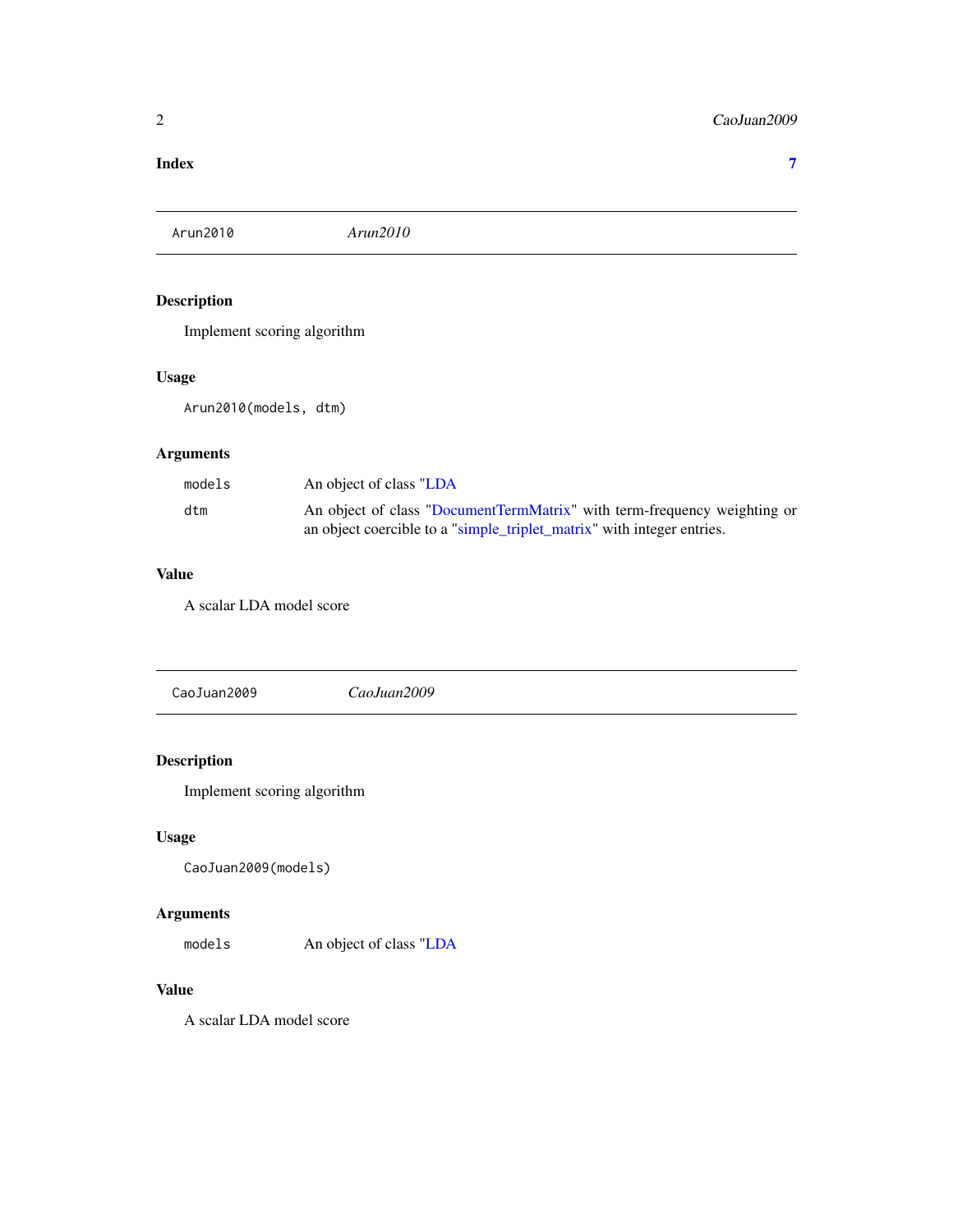**Index** **7**

---

`Arun2010` *Arun2010*

---

### Description

Implement scoring algorithm

### Usage

```
Arun2010(models, dtm)
```

### Arguments

| | |
|---|---|
| `models` | An object of class "LDA |
| `dtm` | An object of class "DocumentTermMatrix" with term-frequency weighting or an object coercible to a "simple_triplet_matrix" with integer entries. |

### Value

A scalar LDA model score

---

`CaoJuan2009` *CaoJuan2009*

---

### Description

Implement scoring algorithm

### Usage

```
CaoJuan2009(models)
```

### Arguments

| | |
|---|---|
| `models` | An object of class "LDA |

### Value

A scalar LDA model score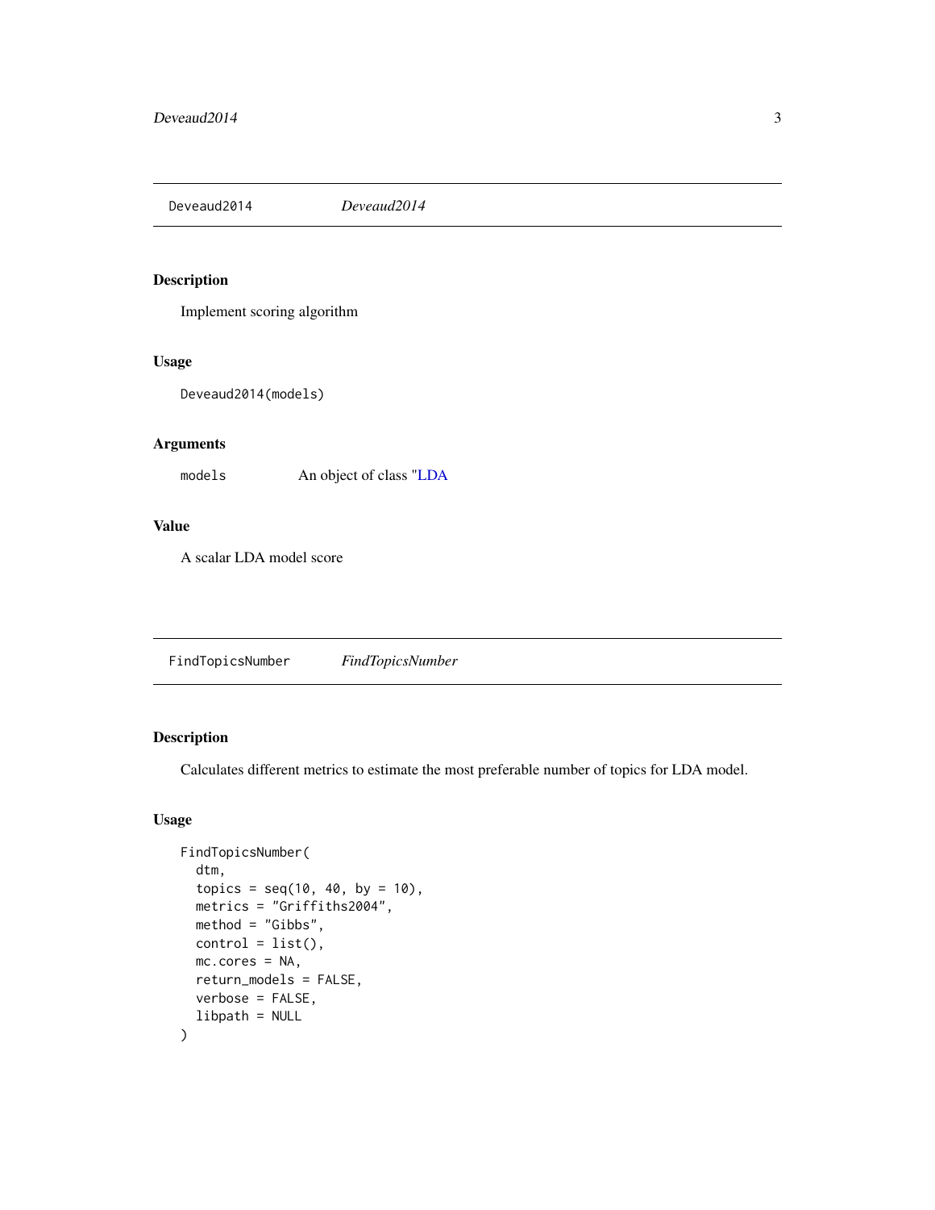## Deveaud2014 — *Deveaud2014*

### Description

Implement scoring algorithm

### Usage

```
Deveaud2014(models)
```

### Arguments

| | |
|---|---|
| models | An object of class "LDA |

### Value

A scalar LDA model score

## FindTopicsNumber — *FindTopicsNumber*

### Description

Calculates different metrics to estimate the most preferable number of topics for LDA model.

### Usage

```
FindTopicsNumber(
  dtm,
  topics = seq(10, 40, by = 10),
  metrics = "Griffiths2004",
  method = "Gibbs",
  control = list(),
  mc.cores = NA,
  return_models = FALSE,
  verbose = FALSE,
  libpath = NULL
)
```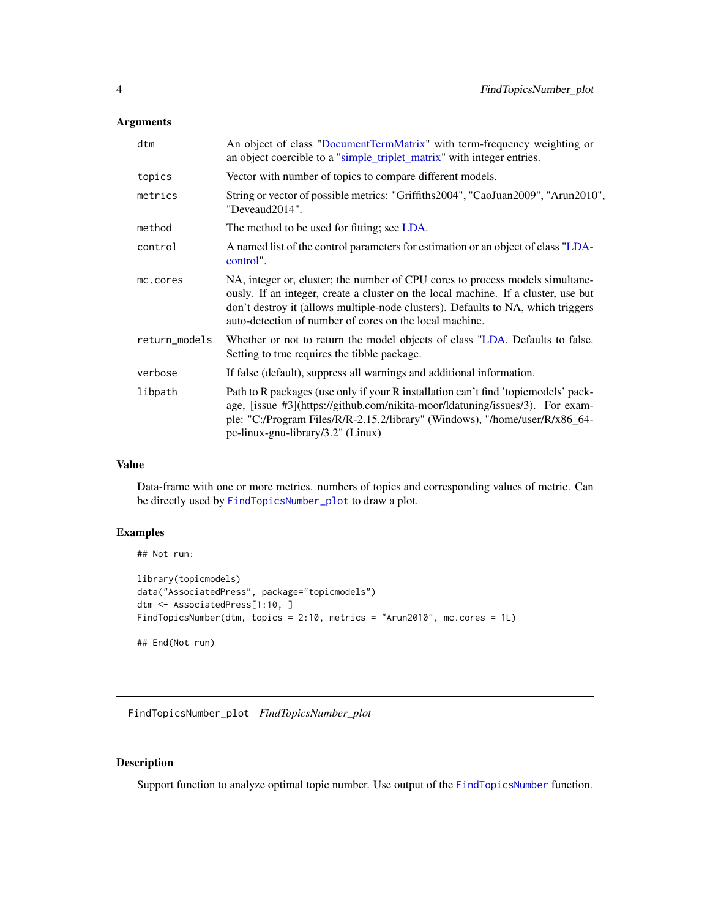### Arguments

| | |
|---|---|
| `dtm` | An object of class "DocumentTermMatrix" with term-frequency weighting or an object coercible to a "simple_triplet_matrix" with integer entries. |
| `topics` | Vector with number of topics to compare different models. |
| `metrics` | String or vector of possible metrics: "Griffiths2004", "CaoJuan2009", "Arun2010", "Deveaud2014". |
| `method` | The method to be used for fitting; see LDA. |
| `control` | A named list of the control parameters for estimation or an object of class "LDAcontrol". |
| `mc.cores` | NA, integer or, cluster; the number of CPU cores to process models simultaneously. If an integer, create a cluster on the local machine. If a cluster, use but don't destroy it (allows multiple-node clusters). Defaults to NA, which triggers auto-detection of number of cores on the local machine. |
| `return_models` | Whether or not to return the model objects of class "LDA. Defaults to false. Setting to true requires the tibble package. |
| `verbose` | If false (default), suppress all warnings and additional information. |
| `libpath` | Path to R packages (use only if your R installation can't find 'topicmodels' package, [issue #3](https://github.com/nikita-moor/ldatuning/issues/3). For example: "C:/Program Files/R/R-2.15.2/library" (Windows), "/home/user/R/x86_64-pc-linux-gnu-library/3.2" (Linux) |

### Value

Data-frame with one or more metrics. numbers of topics and corresponding values of metric. Can be directly used by `FindTopicsNumber_plot` to draw a plot.

### Examples

```
## Not run:

library(topicmodels)
data("AssociatedPress", package="topicmodels")
dtm <- AssociatedPress[1:10, ]
FindTopicsNumber(dtm, topics = 2:10, metrics = "Arun2010", mc.cores = 1L)

## End(Not run)
```

---

## FindTopicsNumber_plot *FindTopicsNumber_plot*

### Description

Support function to analyze optimal topic number. Use output of the `FindTopicsNumber` function.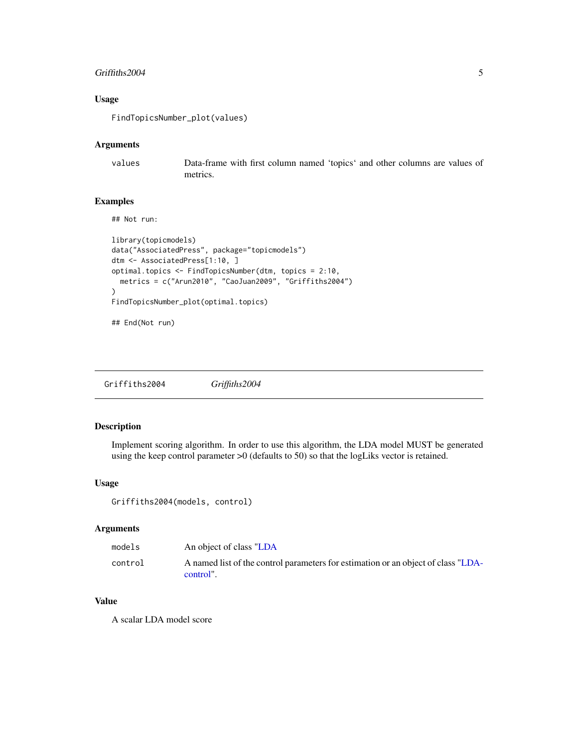### Usage

```
FindTopicsNumber_plot(values)
```

### Arguments

| | |
|---|---|
| values | Data-frame with first column named 'topics' and other columns are values of metrics. |

### Examples

```
## Not run:

library(topicmodels)
data("AssociatedPress", package="topicmodels")
dtm <- AssociatedPress[1:10, ]
optimal.topics <- FindTopicsNumber(dtm, topics = 2:10,
  metrics = c("Arun2010", "CaoJuan2009", "Griffiths2004")
)
FindTopicsNumber_plot(optimal.topics)

## End(Not run)
```

---

## Griffiths2004 *Griffiths2004*

---

### Description

Implement scoring algorithm. In order to use this algorithm, the LDA model MUST be generated using the keep control parameter >0 (defaults to 50) so that the logLiks vector is retained.

### Usage

```
Griffiths2004(models, control)
```

### Arguments

| | |
|---|---|
| models | An object of class "LDA |
| control | A named list of the control parameters for estimation or an object of class "LDA-control". |

### Value

A scalar LDA model score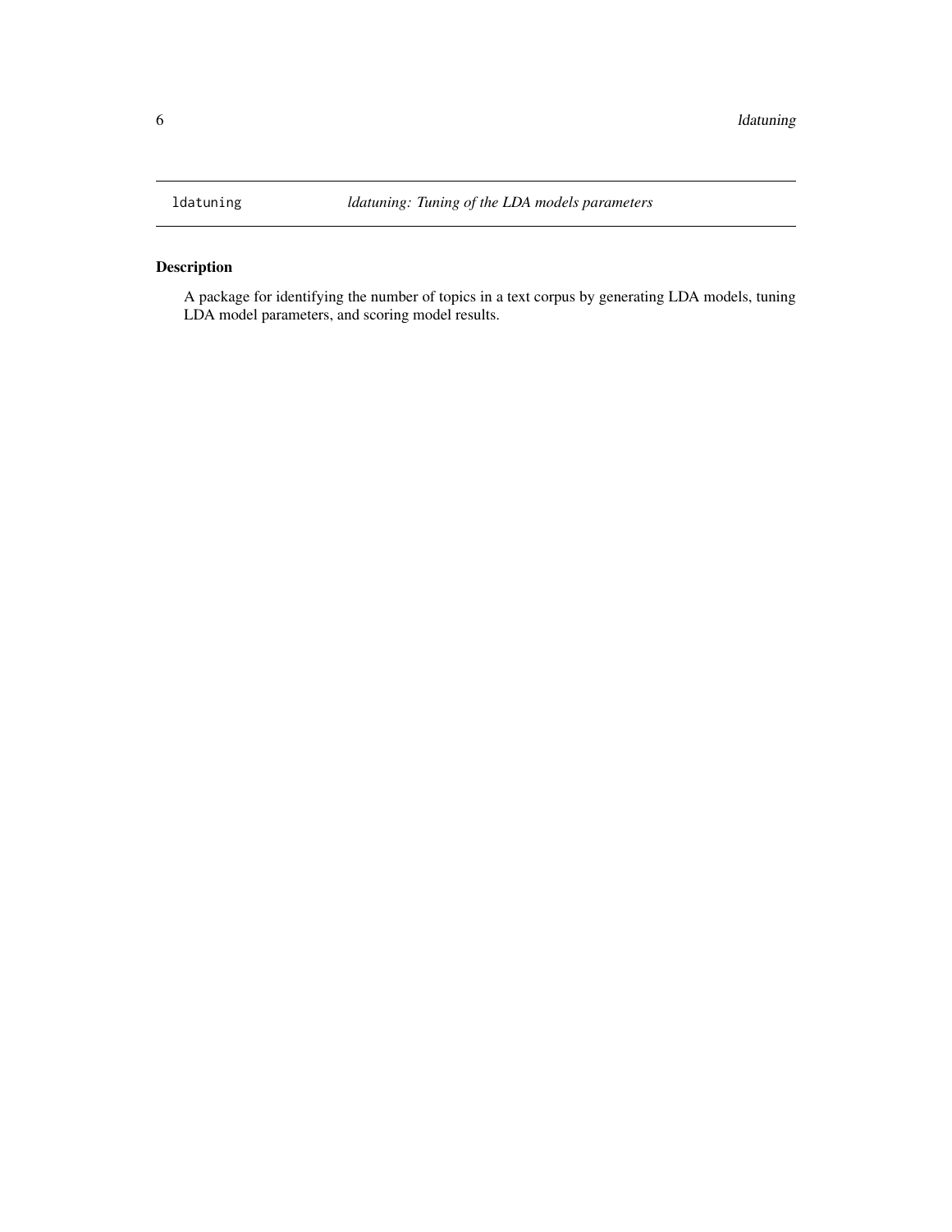`ldatuning` *ldatuning: Tuning of the LDA models parameters*

## Description

A package for identifying the number of topics in a text corpus by generating LDA models, tuning LDA model parameters, and scoring model results.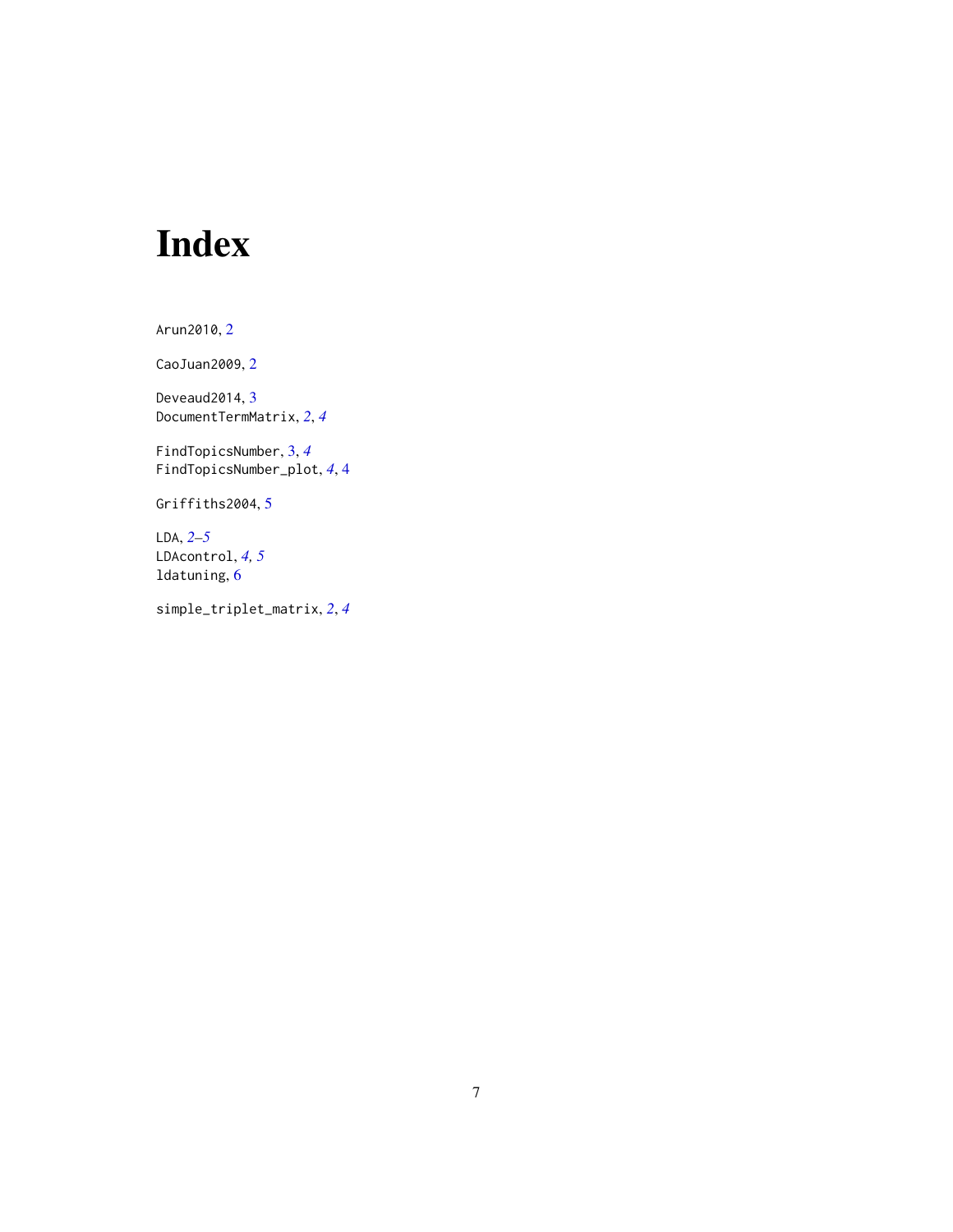# Index

Arun2010, 2

CaoJuan2009, 2

Deveaud2014, 3
DocumentTermMatrix, *2*, *4*

FindTopicsNumber, 3, *4*
FindTopicsNumber_plot, *4*, 4

Griffiths2004, 5

LDA, *2–5*
LDAcontrol, *4, 5*
ldatuning, 6

simple_triplet_matrix, *2*, *4*